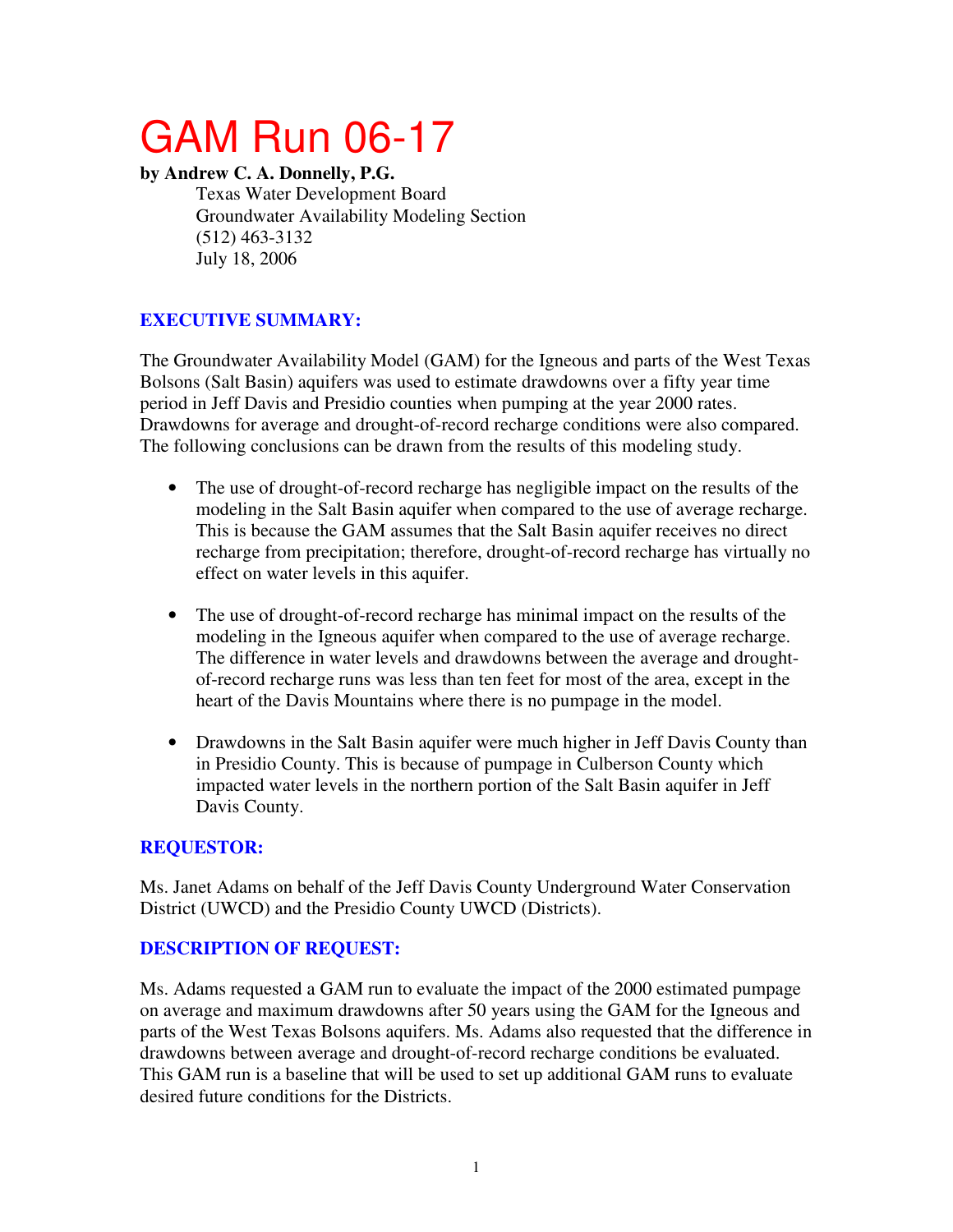# GAM Run 06-17

**by Andrew C. A. Donnelly, P.G.**

Texas Water Development Board
Groundwater Availability Modeling Section
(512) 463-3132
July 18, 2006

## EXECUTIVE SUMMARY:

The Groundwater Availability Model (GAM) for the Igneous and parts of the West Texas Bolsons (Salt Basin) aquifers was used to estimate drawdowns over a fifty year time period in Jeff Davis and Presidio counties when pumping at the year 2000 rates. Drawdowns for average and drought-of-record recharge conditions were also compared. The following conclusions can be drawn from the results of this modeling study.

- The use of drought-of-record recharge has negligible impact on the results of the modeling in the Salt Basin aquifer when compared to the use of average recharge. This is because the GAM assumes that the Salt Basin aquifer receives no direct recharge from precipitation; therefore, drought-of-record recharge has virtually no effect on water levels in this aquifer.

- The use of drought-of-record recharge has minimal impact on the results of the modeling in the Igneous aquifer when compared to the use of average recharge. The difference in water levels and drawdowns between the average and drought-of-record recharge runs was less than ten feet for most of the area, except in the heart of the Davis Mountains where there is no pumpage in the model.

- Drawdowns in the Salt Basin aquifer were much higher in Jeff Davis County than in Presidio County. This is because of pumpage in Culberson County which impacted water levels in the northern portion of the Salt Basin aquifer in Jeff Davis County.

## REQUESTOR:

Ms. Janet Adams on behalf of the Jeff Davis County Underground Water Conservation District (UWCD) and the Presidio County UWCD (Districts).

## DESCRIPTION OF REQUEST:

Ms. Adams requested a GAM run to evaluate the impact of the 2000 estimated pumpage on average and maximum drawdowns after 50 years using the GAM for the Igneous and parts of the West Texas Bolsons aquifers. Ms. Adams also requested that the difference in drawdowns between average and drought-of-record recharge conditions be evaluated. This GAM run is a baseline that will be used to set up additional GAM runs to evaluate desired future conditions for the Districts.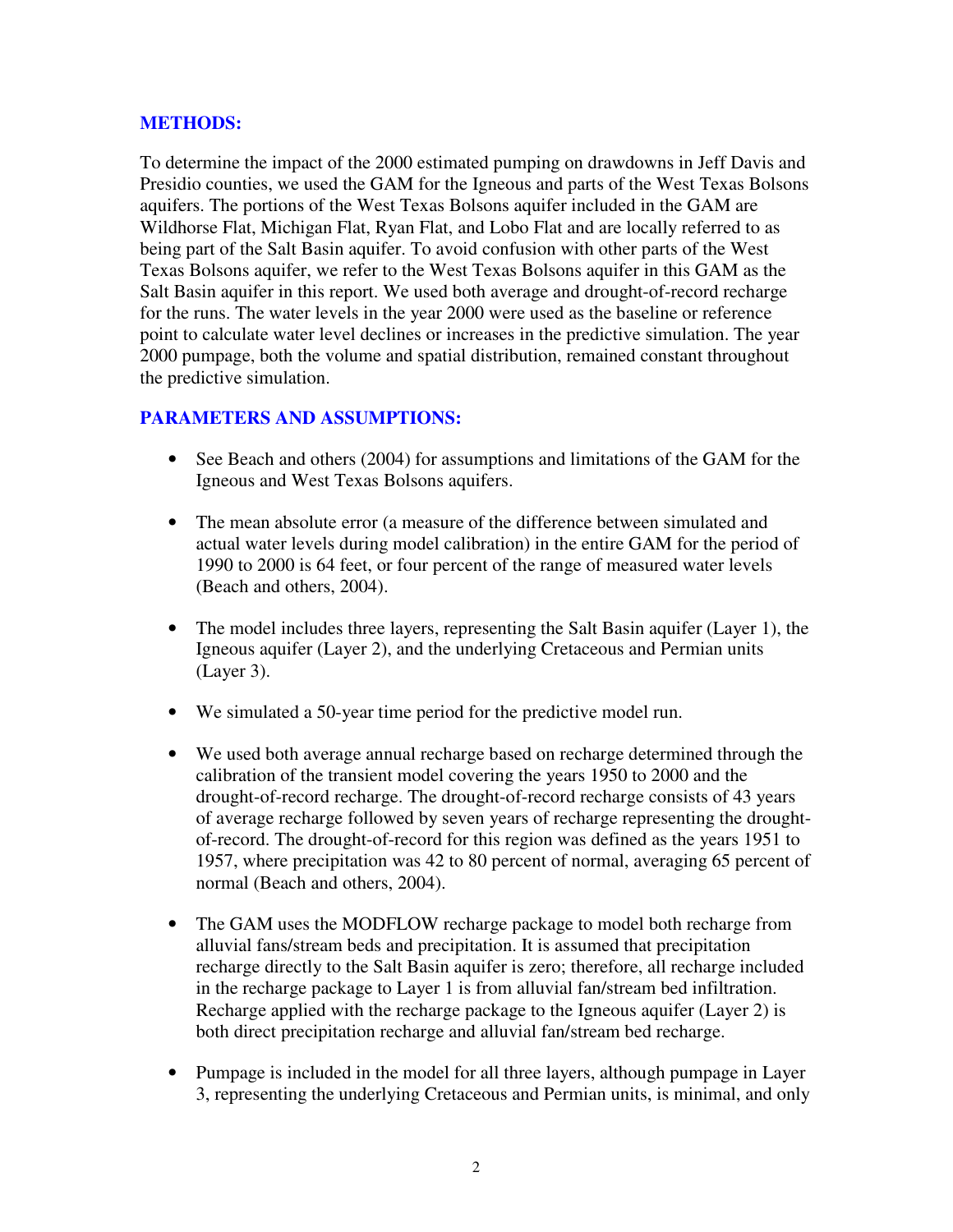## METHODS:

To determine the impact of the 2000 estimated pumping on drawdowns in Jeff Davis and Presidio counties, we used the GAM for the Igneous and parts of the West Texas Bolsons aquifers. The portions of the West Texas Bolsons aquifer included in the GAM are Wildhorse Flat, Michigan Flat, Ryan Flat, and Lobo Flat and are locally referred to as being part of the Salt Basin aquifer. To avoid confusion with other parts of the West Texas Bolsons aquifer, we refer to the West Texas Bolsons aquifer in this GAM as the Salt Basin aquifer in this report. We used both average and drought-of-record recharge for the runs. The water levels in the year 2000 were used as the baseline or reference point to calculate water level declines or increases in the predictive simulation. The year 2000 pumpage, both the volume and spatial distribution, remained constant throughout the predictive simulation.

## PARAMETERS AND ASSUMPTIONS:

- See Beach and others (2004) for assumptions and limitations of the GAM for the Igneous and West Texas Bolsons aquifers.
- The mean absolute error (a measure of the difference between simulated and actual water levels during model calibration) in the entire GAM for the period of 1990 to 2000 is 64 feet, or four percent of the range of measured water levels (Beach and others, 2004).
- The model includes three layers, representing the Salt Basin aquifer (Layer 1), the Igneous aquifer (Layer 2), and the underlying Cretaceous and Permian units (Layer 3).
- We simulated a 50-year time period for the predictive model run.
- We used both average annual recharge based on recharge determined through the calibration of the transient model covering the years 1950 to 2000 and the drought-of-record recharge. The drought-of-record recharge consists of 43 years of average recharge followed by seven years of recharge representing the drought-of-record. The drought-of-record for this region was defined as the years 1951 to 1957, where precipitation was 42 to 80 percent of normal, averaging 65 percent of normal (Beach and others, 2004).
- The GAM uses the MODFLOW recharge package to model both recharge from alluvial fans/stream beds and precipitation. It is assumed that precipitation recharge directly to the Salt Basin aquifer is zero; therefore, all recharge included in the recharge package to Layer 1 is from alluvial fan/stream bed infiltration. Recharge applied with the recharge package to the Igneous aquifer (Layer 2) is both direct precipitation recharge and alluvial fan/stream bed recharge.
- Pumpage is included in the model for all three layers, although pumpage in Layer 3, representing the underlying Cretaceous and Permian units, is minimal, and only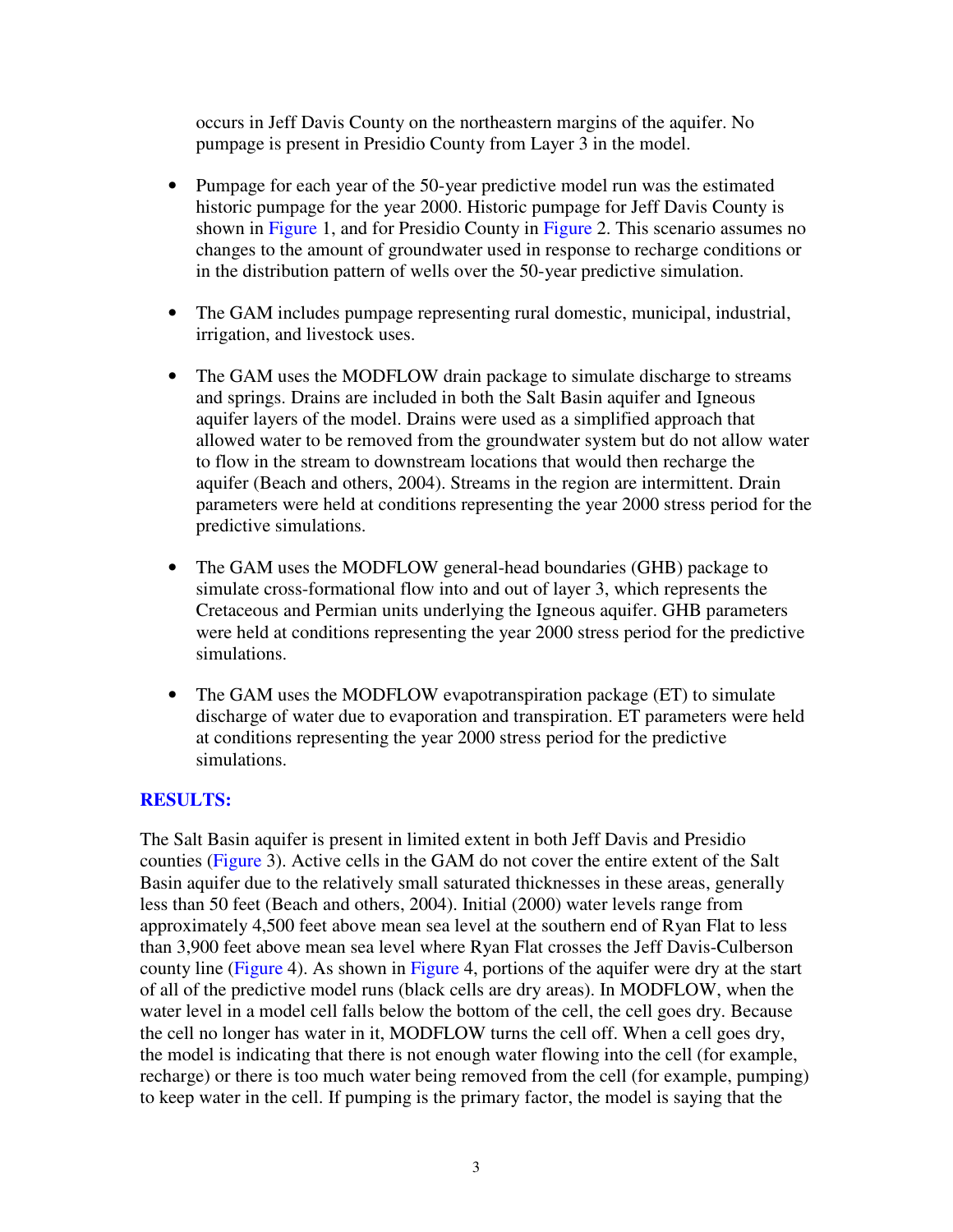occurs in Jeff Davis County on the northeastern margins of the aquifer. No pumpage is present in Presidio County from Layer 3 in the model.

- Pumpage for each year of the 50-year predictive model run was the estimated historic pumpage for the year 2000. Historic pumpage for Jeff Davis County is shown in Figure 1, and for Presidio County in Figure 2. This scenario assumes no changes to the amount of groundwater used in response to recharge conditions or in the distribution pattern of wells over the 50-year predictive simulation.

- The GAM includes pumpage representing rural domestic, municipal, industrial, irrigation, and livestock uses.

- The GAM uses the MODFLOW drain package to simulate discharge to streams and springs. Drains are included in both the Salt Basin aquifer and Igneous aquifer layers of the model. Drains were used as a simplified approach that allowed water to be removed from the groundwater system but do not allow water to flow in the stream to downstream locations that would then recharge the aquifer (Beach and others, 2004). Streams in the region are intermittent. Drain parameters were held at conditions representing the year 2000 stress period for the predictive simulations.

- The GAM uses the MODFLOW general-head boundaries (GHB) package to simulate cross-formational flow into and out of layer 3, which represents the Cretaceous and Permian units underlying the Igneous aquifer. GHB parameters were held at conditions representing the year 2000 stress period for the predictive simulations.

- The GAM uses the MODFLOW evapotranspiration package (ET) to simulate discharge of water due to evaporation and transpiration. ET parameters were held at conditions representing the year 2000 stress period for the predictive simulations.

## RESULTS:

The Salt Basin aquifer is present in limited extent in both Jeff Davis and Presidio counties (Figure 3). Active cells in the GAM do not cover the entire extent of the Salt Basin aquifer due to the relatively small saturated thicknesses in these areas, generally less than 50 feet (Beach and others, 2004). Initial (2000) water levels range from approximately 4,500 feet above mean sea level at the southern end of Ryan Flat to less than 3,900 feet above mean sea level where Ryan Flat crosses the Jeff Davis-Culberson county line (Figure 4). As shown in Figure 4, portions of the aquifer were dry at the start of all of the predictive model runs (black cells are dry areas). In MODFLOW, when the water level in a model cell falls below the bottom of the cell, the cell goes dry. Because the cell no longer has water in it, MODFLOW turns the cell off. When a cell goes dry, the model is indicating that there is not enough water flowing into the cell (for example, recharge) or there is too much water being removed from the cell (for example, pumping) to keep water in the cell. If pumping is the primary factor, the model is saying that the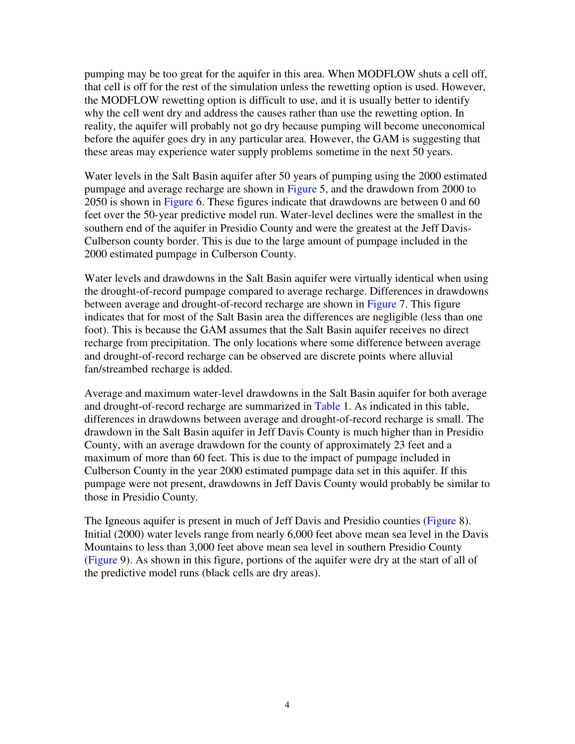pumping may be too great for the aquifer in this area. When MODFLOW shuts a cell off, that cell is off for the rest of the simulation unless the rewetting option is used. However, the MODFLOW rewetting option is difficult to use, and it is usually better to identify why the cell went dry and address the causes rather than use the rewetting option. In reality, the aquifer will probably not go dry because pumping will become uneconomical before the aquifer goes dry in any particular area. However, the GAM is suggesting that these areas may experience water supply problems sometime in the next 50 years.

Water levels in the Salt Basin aquifer after 50 years of pumping using the 2000 estimated pumpage and average recharge are shown in Figure 5, and the drawdown from 2000 to 2050 is shown in Figure 6. These figures indicate that drawdowns are between 0 and 60 feet over the 50-year predictive model run. Water-level declines were the smallest in the southern end of the aquifer in Presidio County and were the greatest at the Jeff Davis-Culberson county border. This is due to the large amount of pumpage included in the 2000 estimated pumpage in Culberson County.

Water levels and drawdowns in the Salt Basin aquifer were virtually identical when using the drought-of-record pumpage compared to average recharge. Differences in drawdowns between average and drought-of-record recharge are shown in Figure 7. This figure indicates that for most of the Salt Basin area the differences are negligible (less than one foot). This is because the GAM assumes that the Salt Basin aquifer receives no direct recharge from precipitation. The only locations where some difference between average and drought-of-record recharge can be observed are discrete points where alluvial fan/streambed recharge is added.

Average and maximum water-level drawdowns in the Salt Basin aquifer for both average and drought-of-record recharge are summarized in Table 1. As indicated in this table, differences in drawdowns between average and drought-of-record recharge is small. The drawdown in the Salt Basin aquifer in Jeff Davis County is much higher than in Presidio County, with an average drawdown for the county of approximately 23 feet and a maximum of more than 60 feet. This is due to the impact of pumpage included in Culberson County in the year 2000 estimated pumpage data set in this aquifer. If this pumpage were not present, drawdowns in Jeff Davis County would probably be similar to those in Presidio County.

The Igneous aquifer is present in much of Jeff Davis and Presidio counties (Figure 8). Initial (2000) water levels range from nearly 6,000 feet above mean sea level in the Davis Mountains to less than 3,000 feet above mean sea level in southern Presidio County (Figure 9). As shown in this figure, portions of the aquifer were dry at the start of all of the predictive model runs (black cells are dry areas).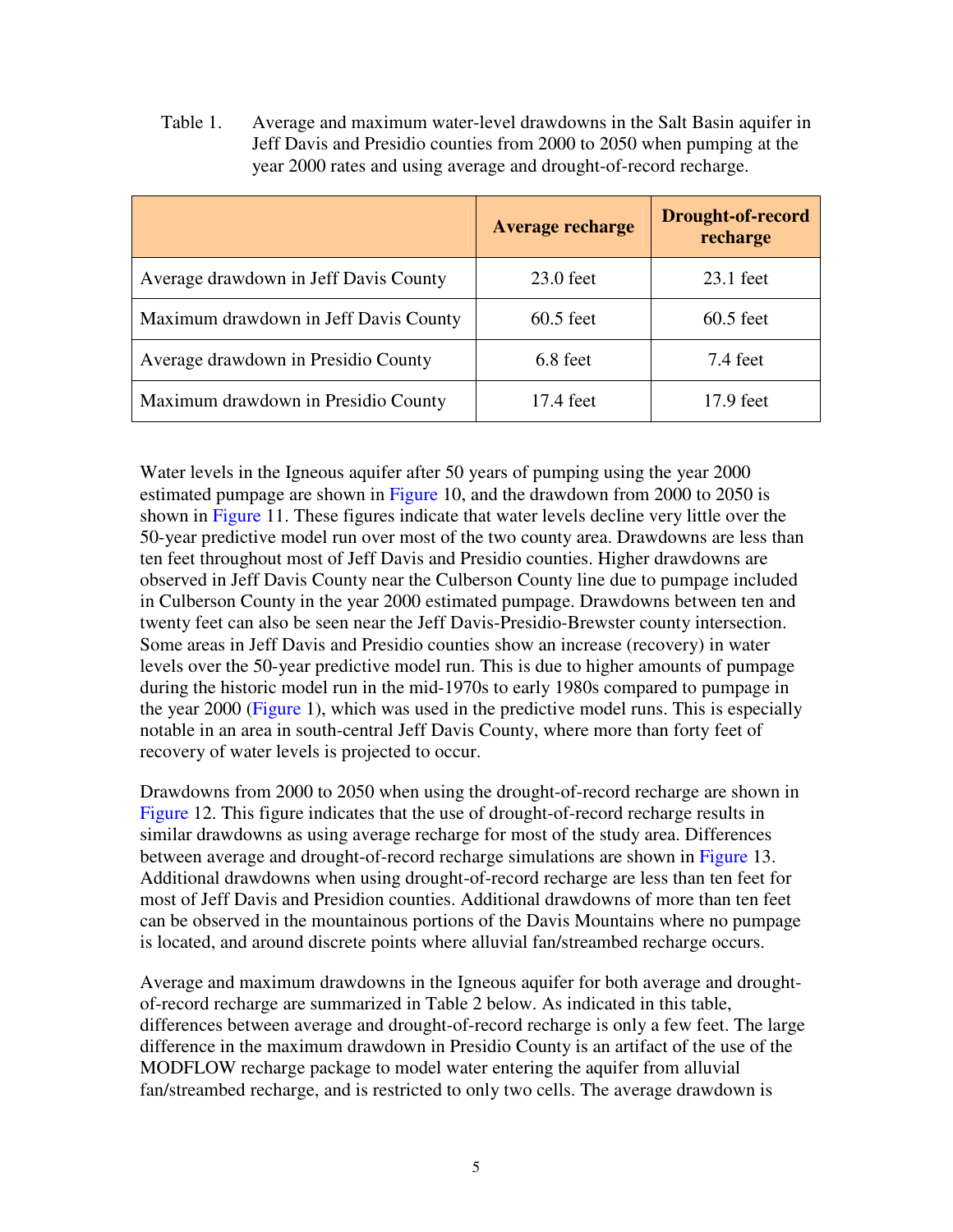Table 1. Average and maximum water-level drawdowns in the Salt Basin aquifer in Jeff Davis and Presidio counties from 2000 to 2050 when pumping at the year 2000 rates and using average and drought-of-record recharge.

| | **Average recharge** | **Drought-of-record recharge** |
|---|---|---|
| Average drawdown in Jeff Davis County | 23.0 feet | 23.1 feet |
| Maximum drawdown in Jeff Davis County | 60.5 feet | 60.5 feet |
| Average drawdown in Presidio County | 6.8 feet | 7.4 feet |
| Maximum drawdown in Presidio County | 17.4 feet | 17.9 feet |

Water levels in the Igneous aquifer after 50 years of pumping using the year 2000 estimated pumpage are shown in Figure 10, and the drawdown from 2000 to 2050 is shown in Figure 11. These figures indicate that water levels decline very little over the 50-year predictive model run over most of the two county area. Drawdowns are less than ten feet throughout most of Jeff Davis and Presidio counties. Higher drawdowns are observed in Jeff Davis County near the Culberson County line due to pumpage included in Culberson County in the year 2000 estimated pumpage. Drawdowns between ten and twenty feet can also be seen near the Jeff Davis-Presidio-Brewster county intersection. Some areas in Jeff Davis and Presidio counties show an increase (recovery) in water levels over the 50-year predictive model run. This is due to higher amounts of pumpage during the historic model run in the mid-1970s to early 1980s compared to pumpage in the year 2000 (Figure 1), which was used in the predictive model runs. This is especially notable in an area in south-central Jeff Davis County, where more than forty feet of recovery of water levels is projected to occur.

Drawdowns from 2000 to 2050 when using the drought-of-record recharge are shown in Figure 12. This figure indicates that the use of drought-of-record recharge results in similar drawdowns as using average recharge for most of the study area. Differences between average and drought-of-record recharge simulations are shown in Figure 13. Additional drawdowns when using drought-of-record recharge are less than ten feet for most of Jeff Davis and Presidion counties. Additional drawdowns of more than ten feet can be observed in the mountainous portions of the Davis Mountains where no pumpage is located, and around discrete points where alluvial fan/streambed recharge occurs.

Average and maximum drawdowns in the Igneous aquifer for both average and drought-of-record recharge are summarized in Table 2 below. As indicated in this table, differences between average and drought-of-record recharge is only a few feet. The large difference in the maximum drawdown in Presidio County is an artifact of the use of the MODFLOW recharge package to model water entering the aquifer from alluvial fan/streambed recharge, and is restricted to only two cells. The average drawdown is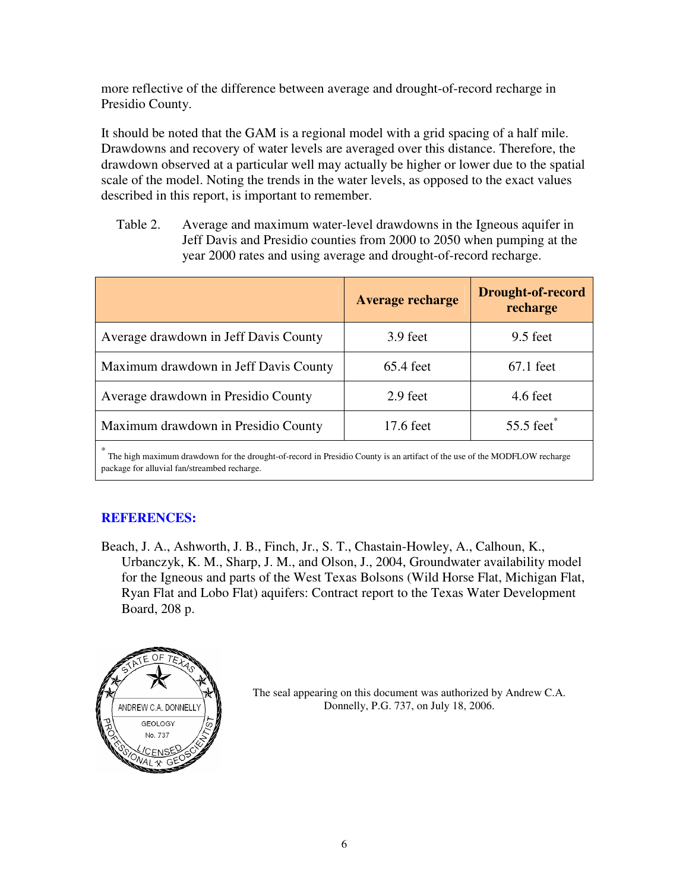more reflective of the difference between average and drought-of-record recharge in Presidio County.

It should be noted that the GAM is a regional model with a grid spacing of a half mile. Drawdowns and recovery of water levels are averaged over this distance. Therefore, the drawdown observed at a particular well may actually be higher or lower due to the spatial scale of the model. Noting the trends in the water levels, as opposed to the exact values described in this report, is important to remember.

Table 2. Average and maximum water-level drawdowns in the Igneous aquifer in Jeff Davis and Presidio counties from 2000 to 2050 when pumping at the year 2000 rates and using average and drought-of-record recharge.

| | Average recharge | Drought-of-record recharge |
|---|---|---|
| Average drawdown in Jeff Davis County | 3.9 feet | 9.5 feet |
| Maximum drawdown in Jeff Davis County | 65.4 feet | 67.1 feet |
| Average drawdown in Presidio County | 2.9 feet | 4.6 feet |
| Maximum drawdown in Presidio County | 17.6 feet | 55.5 feet* |

* The high maximum drawdown for the drought-of-record in Presidio County is an artifact of the use of the MODFLOW recharge package for alluvial fan/streambed recharge.

## REFERENCES:

Beach, J. A., Ashworth, J. B., Finch, Jr., S. T., Chastain-Howley, A., Calhoun, K., Urbanczyk, K. M., Sharp, J. M., and Olson, J., 2004, Groundwater availability model for the Igneous and parts of the West Texas Bolsons (Wild Horse Flat, Michigan Flat, Ryan Flat and Lobo Flat) aquifers: Contract report to the Texas Water Development Board, 208 p.

STATE OF TEXAS
ANDREW C.A. DONNELLY
GEOLOGY
No. 737
LICENSED
PROFESSIONAL GEOSCIENTIST

The seal appearing on this document was authorized by Andrew C.A. Donnelly, P.G. 737, on July 18, 2006.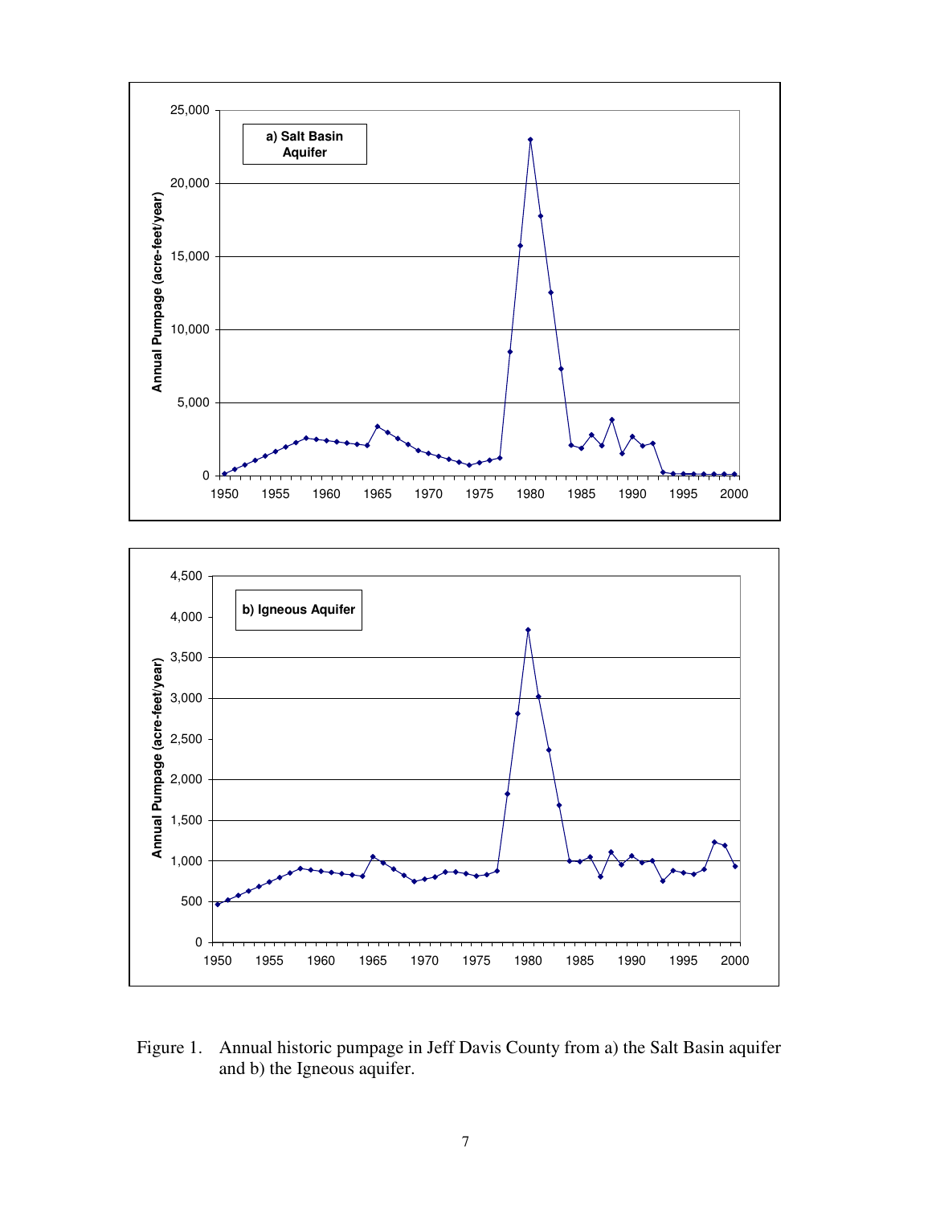Figure 1. Annual historic pumpage in Jeff Davis County from a) the Salt Basin aquifer and b) the Igneous aquifer.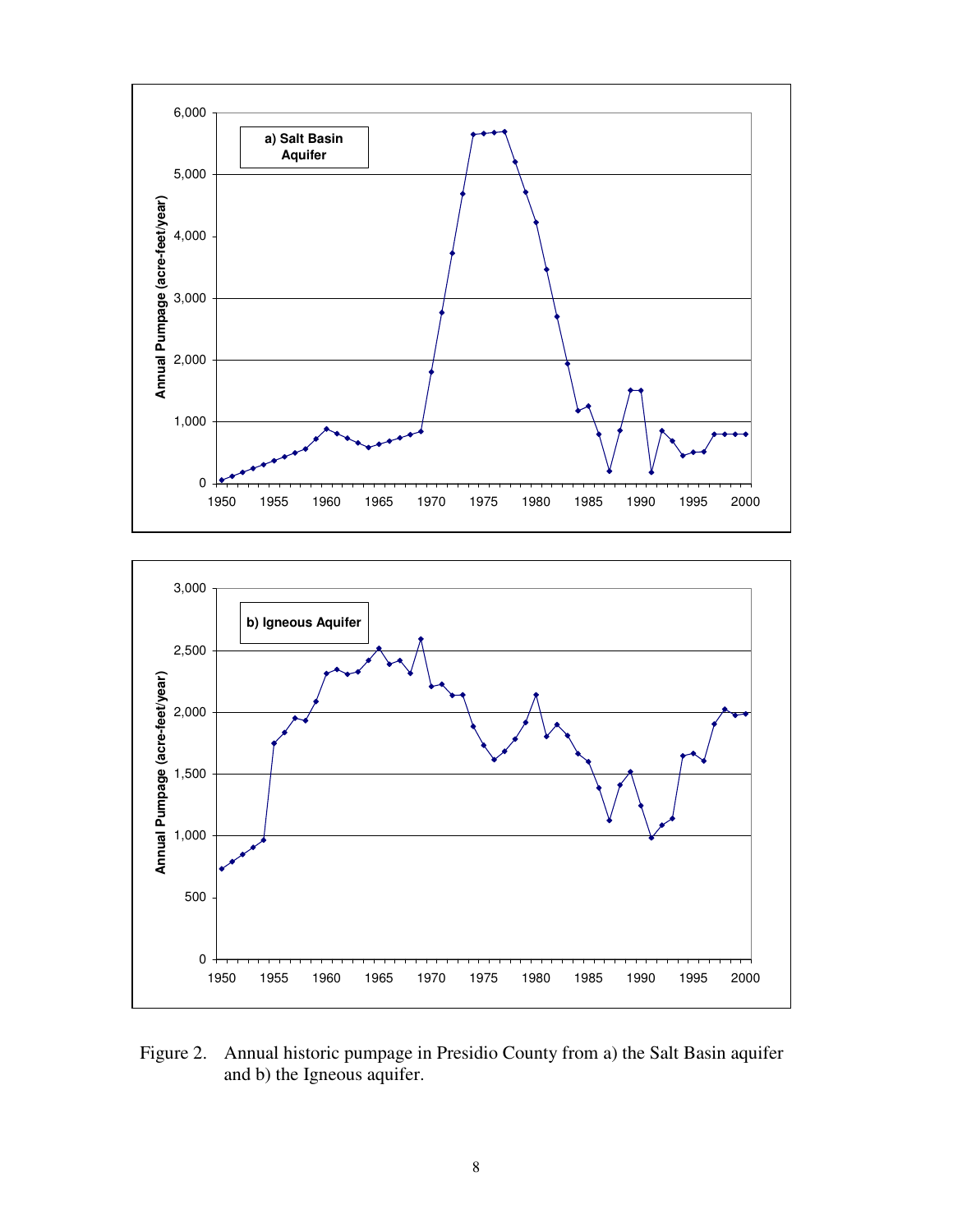Figure 2. Annual historic pumpage in Presidio County from a) the Salt Basin aquifer and b) the Igneous aquifer.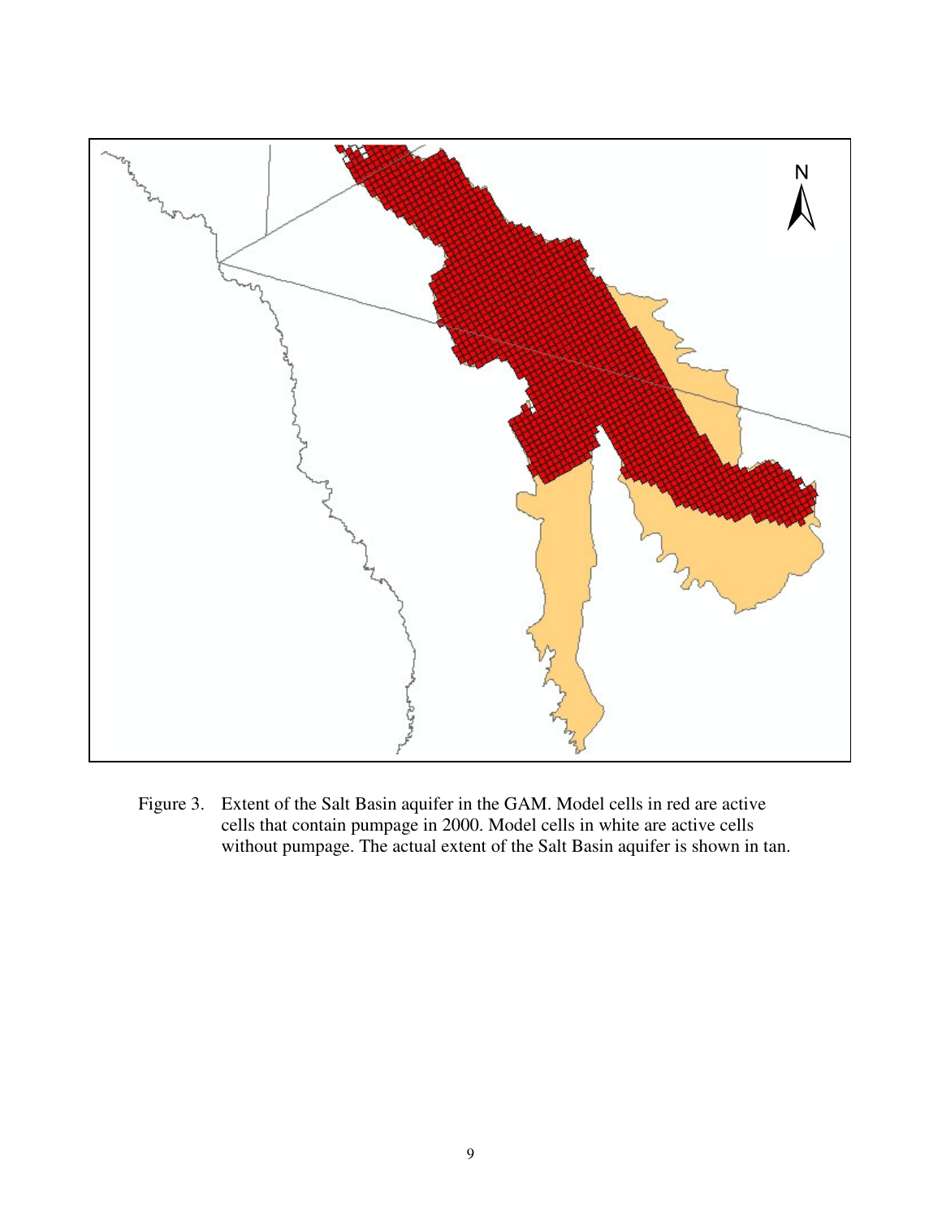Figure 3. Extent of the Salt Basin aquifer in the GAM. Model cells in red are active cells that contain pumpage in 2000. Model cells in white are active cells without pumpage. The actual extent of the Salt Basin aquifer is shown in tan.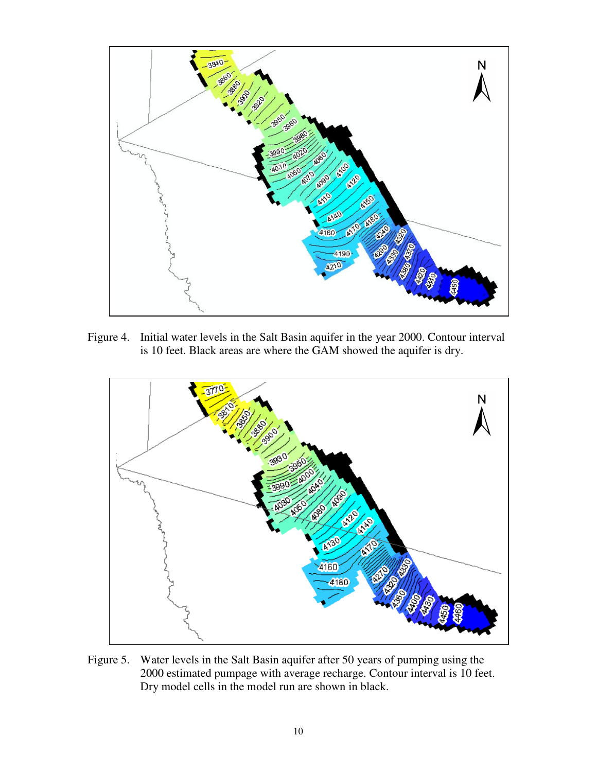Figure 4. Initial water levels in the Salt Basin aquifer in the year 2000. Contour interval is 10 feet. Black areas are where the GAM showed the aquifer is dry.

Figure 5. Water levels in the Salt Basin aquifer after 50 years of pumping using the 2000 estimated pumpage with average recharge. Contour interval is 10 feet. Dry model cells in the model run are shown in black.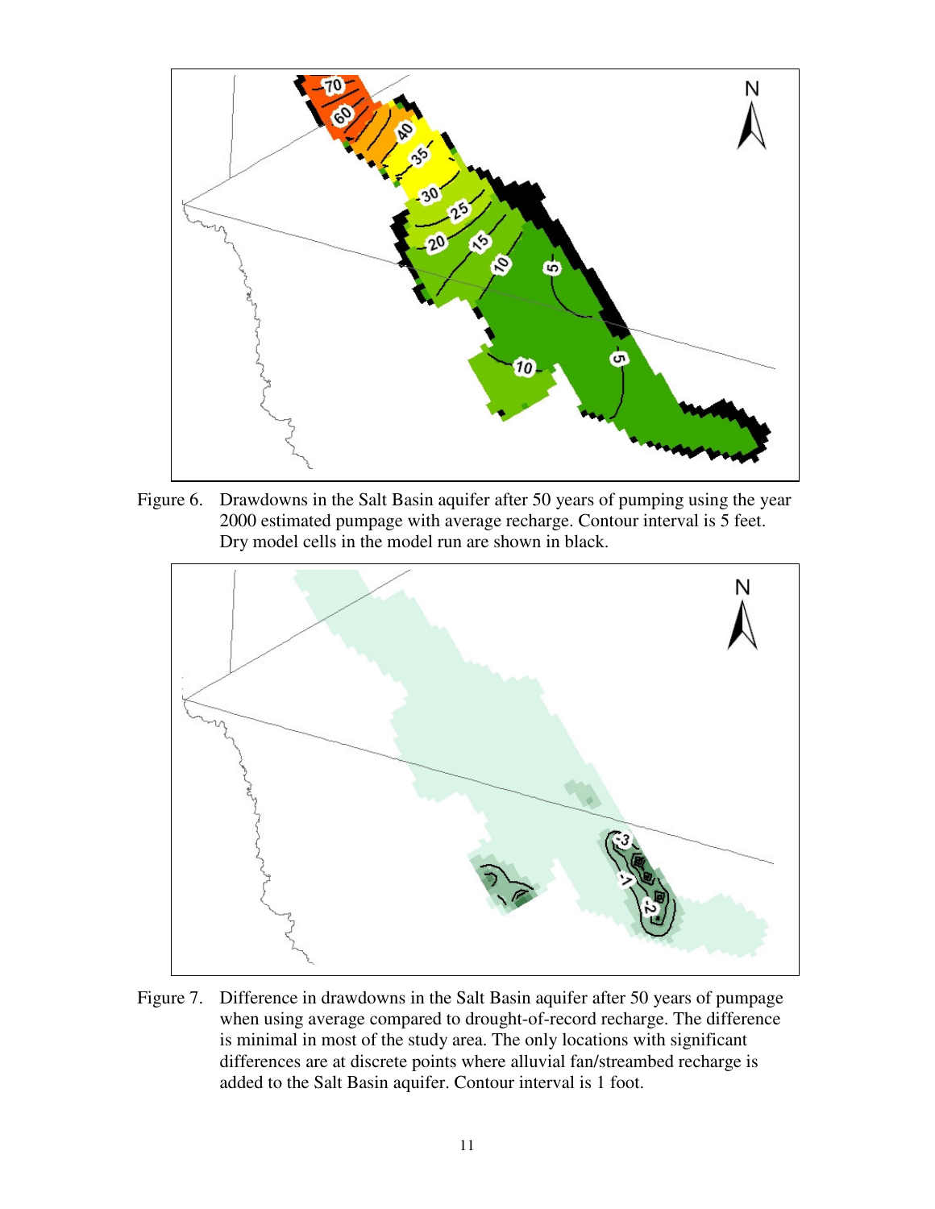Figure 6. Drawdowns in the Salt Basin aquifer after 50 years of pumping using the year 2000 estimated pumpage with average recharge. Contour interval is 5 feet. Dry model cells in the model run are shown in black.

Figure 7. Difference in drawdowns in the Salt Basin aquifer after 50 years of pumpage when using average compared to drought-of-record recharge. The difference is minimal in most of the study area. The only locations with significant differences are at discrete points where alluvial fan/streambed recharge is added to the Salt Basin aquifer. Contour interval is 1 foot.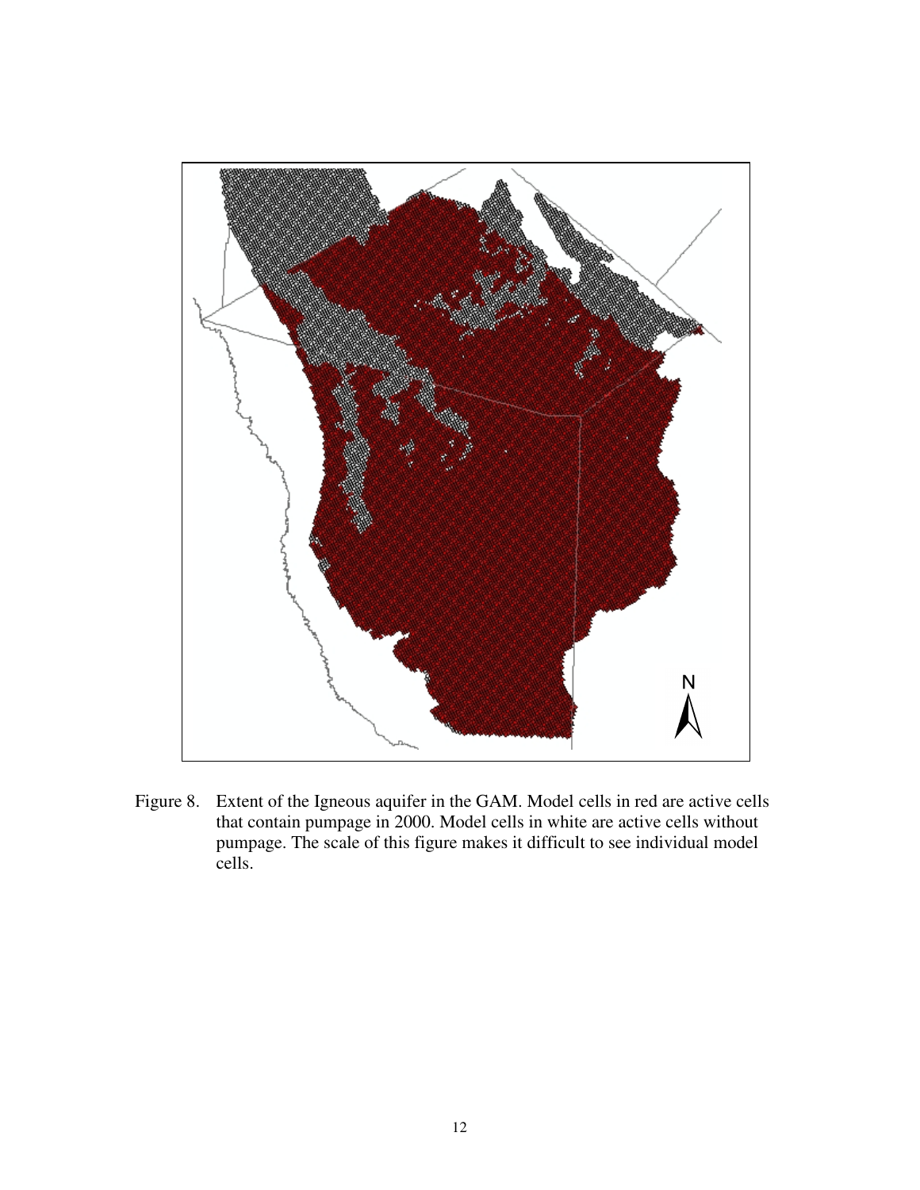Figure 8. Extent of the Igneous aquifer in the GAM. Model cells in red are active cells that contain pumpage in 2000. Model cells in white are active cells without pumpage. The scale of this figure makes it difficult to see individual model cells.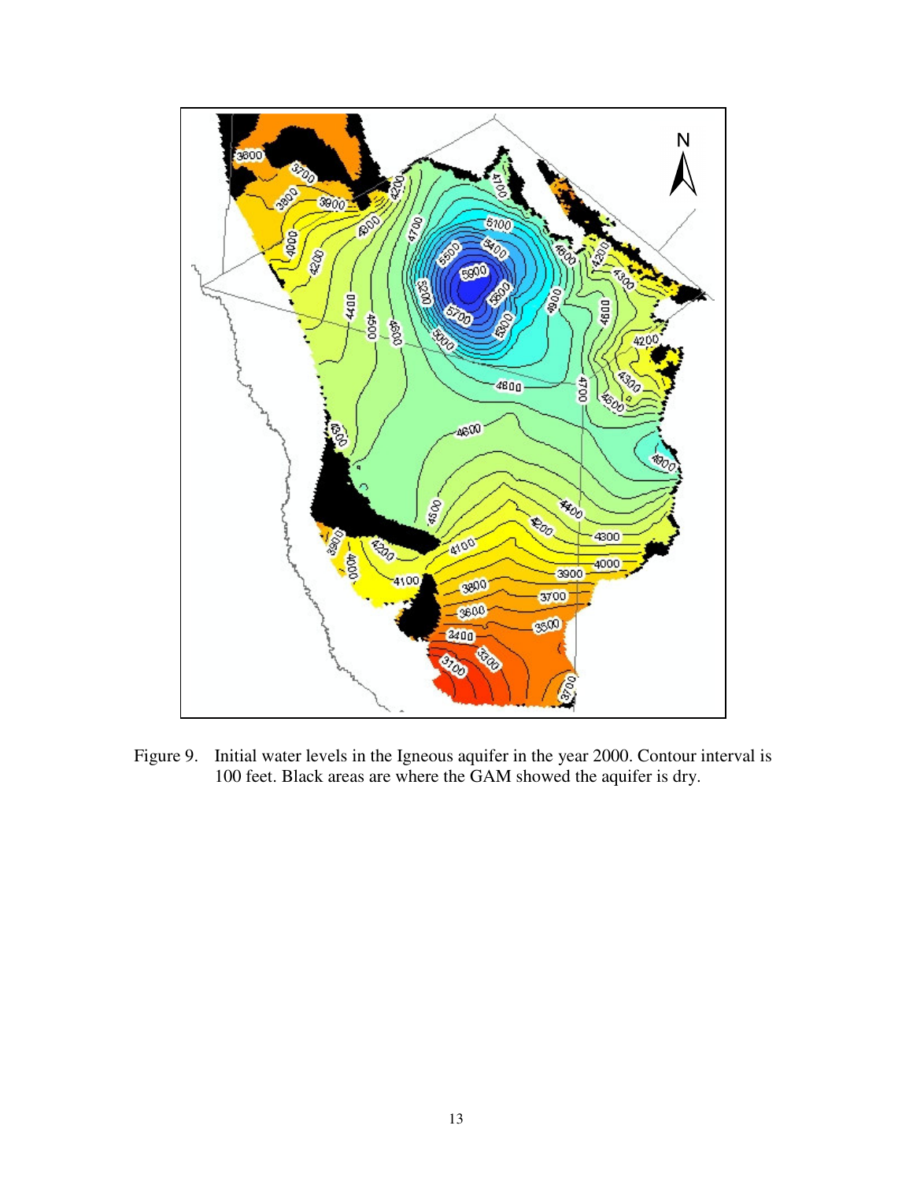Figure 9. Initial water levels in the Igneous aquifer in the year 2000. Contour interval is 100 feet. Black areas are where the GAM showed the aquifer is dry.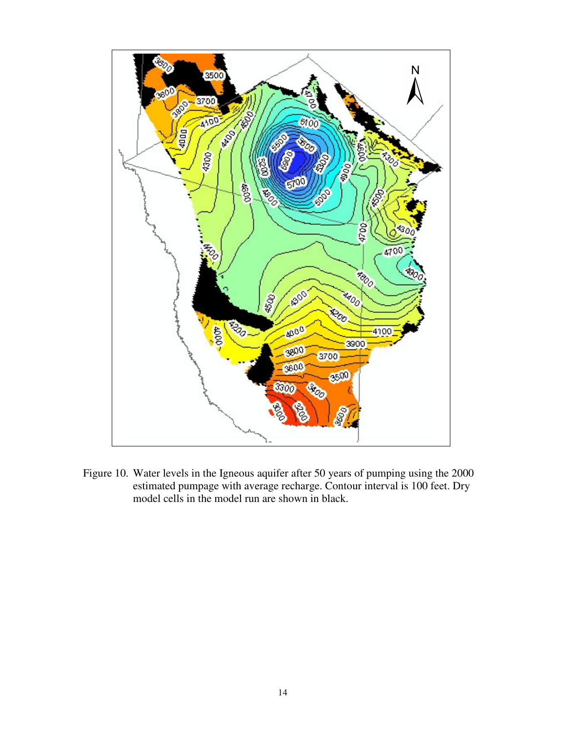Figure 10. Water levels in the Igneous aquifer after 50 years of pumping using the 2000 estimated pumpage with average recharge. Contour interval is 100 feet. Dry model cells in the model run are shown in black.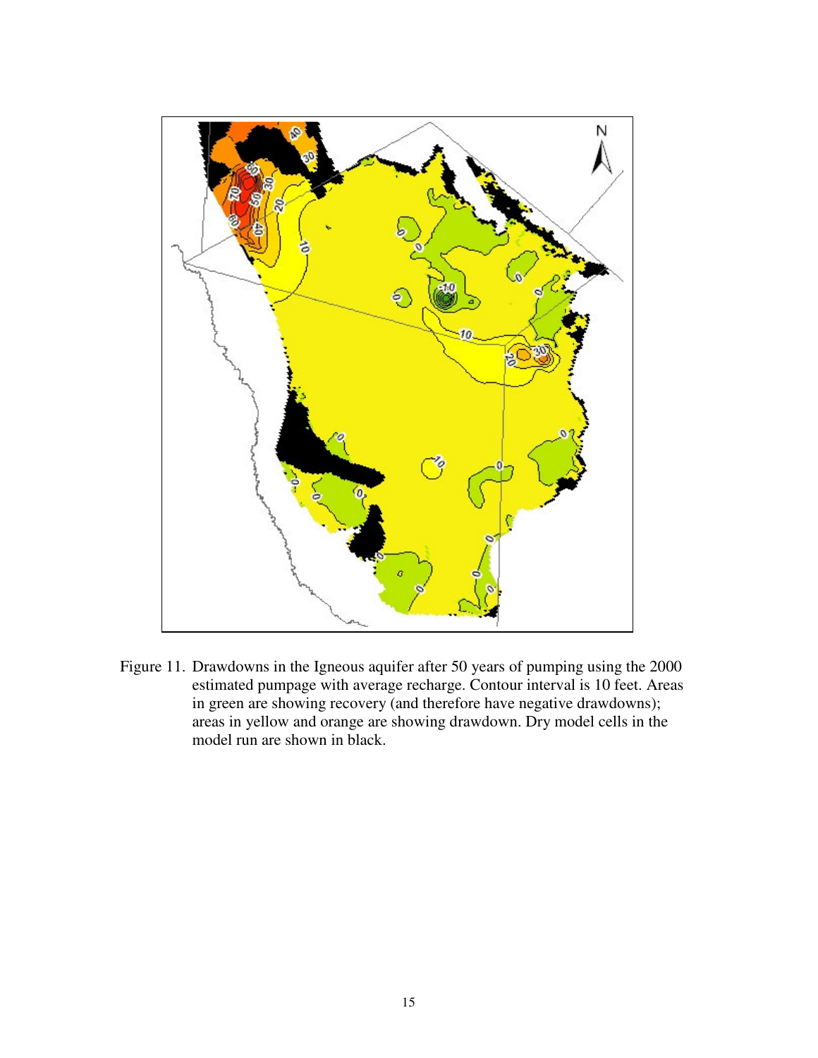Figure 11. Drawdowns in the Igneous aquifer after 50 years of pumping using the 2000 estimated pumpage with average recharge. Contour interval is 10 feet. Areas in green are showing recovery (and therefore have negative drawdowns); areas in yellow and orange are showing drawdown. Dry model cells in the model run are shown in black.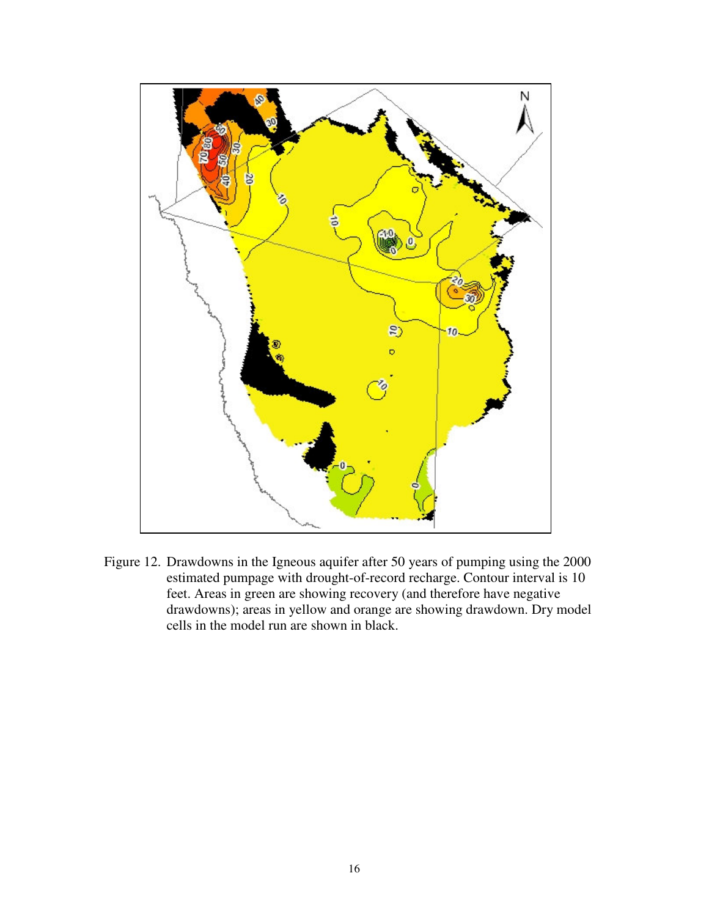Figure 12. Drawdowns in the Igneous aquifer after 50 years of pumping using the 2000 estimated pumpage with drought-of-record recharge. Contour interval is 10 feet. Areas in green are showing recovery (and therefore have negative drawdowns); areas in yellow and orange are showing drawdown. Dry model cells in the model run are shown in black.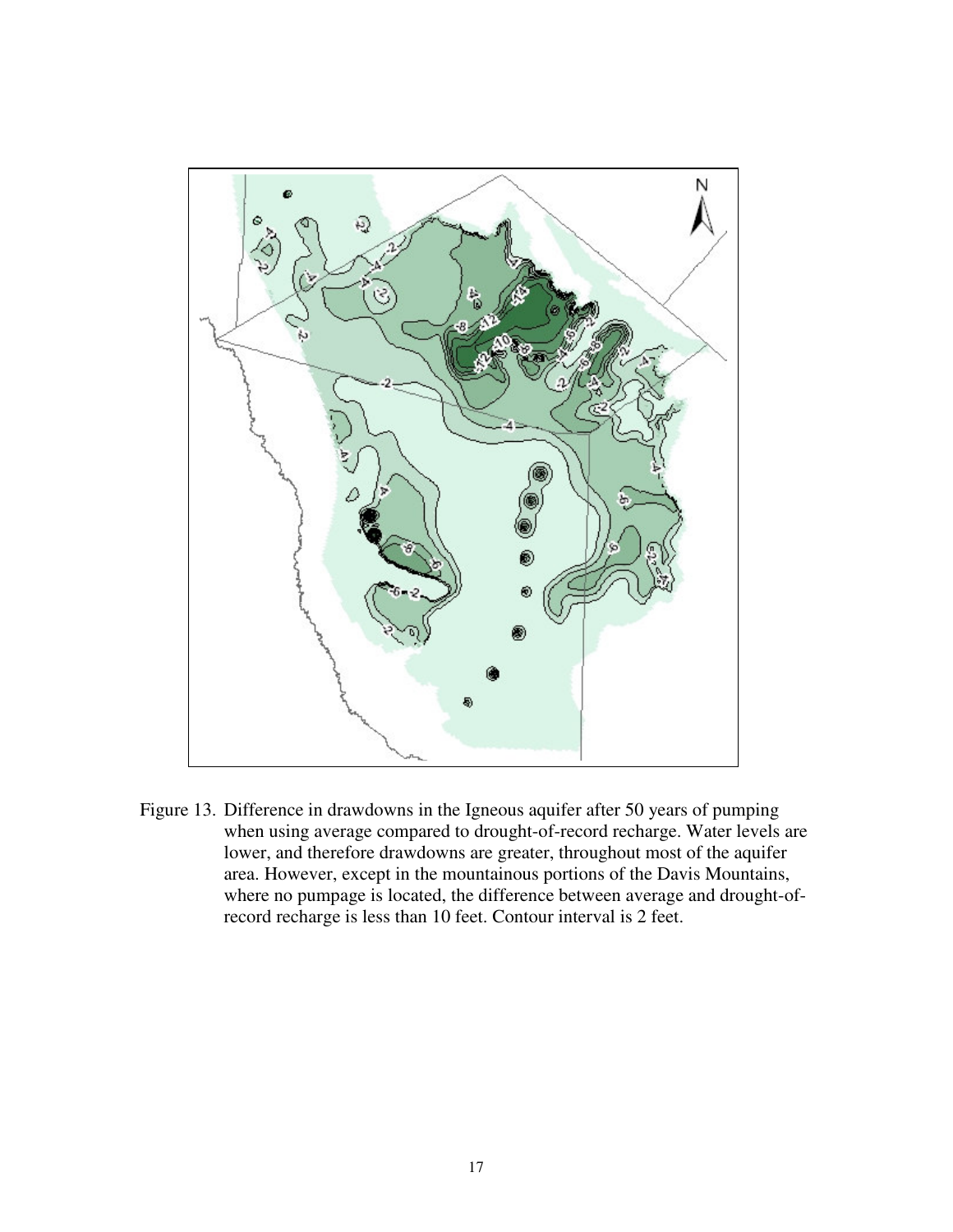N

Figure 13. Difference in drawdowns in the Igneous aquifer after 50 years of pumping when using average compared to drought-of-record recharge. Water levels are lower, and therefore drawdowns are greater, throughout most of the aquifer area. However, except in the mountainous portions of the Davis Mountains, where no pumpage is located, the difference between average and drought-of-record recharge is less than 10 feet. Contour interval is 2 feet.